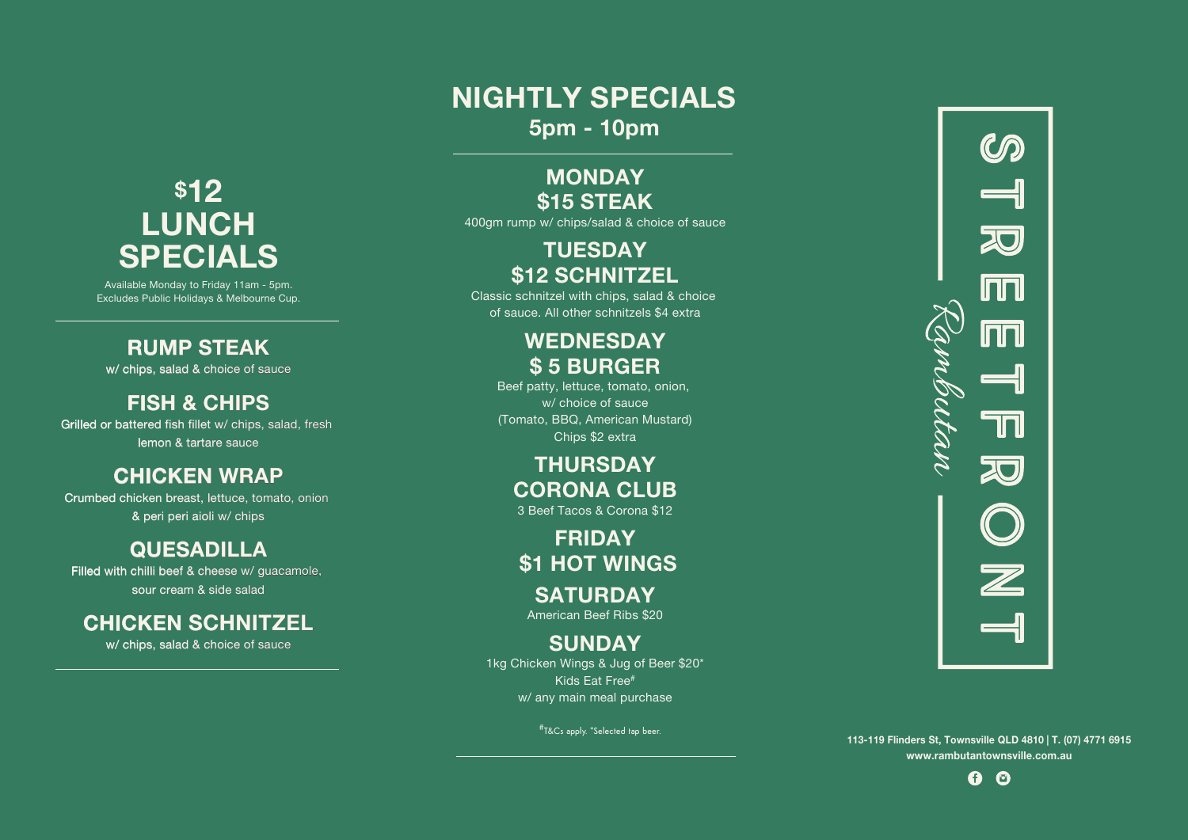# $12 LUNCH SPECIALS

Available Monday to Friday 11am - 5pm.
Excludes Public Holidays & Melbourne Cup.

## RUMP STEAK

w/ chips, salad & choice of sauce

## FISH & CHIPS

Grilled or battered fish fillet w/ chips, salad, fresh lemon & tartare sauce

## CHICKEN WRAP

Crumbed chicken breast, lettuce, tomato, onion & peri peri aioli w/ chips

## QUESADILLA

Filled with chilli beef & cheese w/ guacamole, sour cream & side salad

## CHICKEN SCHNITZEL

w/ chips, salad & choice of sauce

---

# NIGHTLY SPECIALS

**5pm - 10pm**

## MONDAY
## $15 STEAK

400gm rump w/ chips/salad & choice of sauce

## TUESDAY
## $12 SCHNITZEL

Classic schnitzel with chips, salad & choice of sauce. All other schnitzels $4 extra

## WEDNESDAY
## $ 5 BURGER

Beef patty, lettuce, tomato, onion, w/ choice of sauce
(Tomato, BBQ, American Mustard)
Chips $2 extra

## THURSDAY
## CORONA CLUB

3 Beef Tacos & Corona $12

## FRIDAY
## $1 HOT WINGS

## SATURDAY

American Beef Ribs $20

## SUNDAY

1kg Chicken Wings & Jug of Beer $20*
Kids Eat Free#
w/ any main meal purchase

#T&Cs apply. *Selected tap beer.

---

# Rambutan STREETFRONT

113-119 Flinders St, Townsville QLD 4810 | T. (07) 4771 6915
www.rambutantownsville.com.au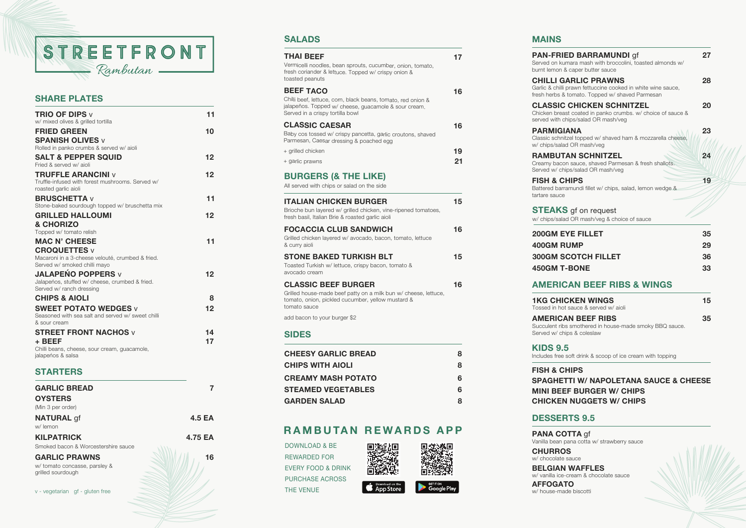# STREETFRONT

*Rambutan*

## SHARE PLATES

**TRIO OF DIPS** v — **11**
w/ mixed olives & grilled tortilla

**FRIED GREEN SPANISH OLIVES** v — **10**
Rolled in panko crumbs & served w/ aioli

**SALT & PEPPER SQUID** — **12**
Fried & served w/ aioli

**TRUFFLE ARANCINI** v — **12**
Truffle-infused with forest mushrooms. Served w/ roasted garlic aioli

**BRUSCHETTA** v — **11**
Stone-baked sourdough topped w/ bruschetta mix

**GRILLED HALLOUMI & CHORIZO** — **12**
Topped w/ tomato relish

**MAC N' CHEESE CROQUETTES** v — **11**
Macaroni in a 3-cheese velouté, crumbed & fried. Served w/ smoked chilli mayo

**JALAPEŃO POPPERS** v — **12**
Jalapeños, stuffed w/ cheese, crumbed & fried. Served w/ ranch dressing

**CHIPS & AIOLI** — **8**

**SWEET POTATO WEDGES** v — **12**
Seasoned with sea salt and served w/ sweet chilli & sour cream

**STREET FRONT NACHOS** v — **14**
**+ BEEF** — **17**
Chilli beans, cheese, sour cream, guacamole, jalapeños & salsa

## STARTERS

**GARLIC BREAD** — **7**

**OYSTERS**
(Min 3 per order)

**NATURAL** gf — **4.5 EA**
w/ lemon

**KILPATRICK** — **4.75 EA**
Smoked bacon & Worcestershire sauce

**GARLIC PRAWNS** — **16**
w/ tomato concasse, parsley & grilled sourdough

v - vegetarian gf - gluten free

## SALADS

**THAI BEEF** — **17**
Vermicelli noodles, bean sprouts, cucumber, onion, tomato, fresh coriander & lettuce. Topped w/ crispy onion & toasted peanuts

**BEEF TACO** — **16**
Chilli beef, lettuce, corn, black beans, tomato, red onion & jalapeños. Topped w/ cheese, guacamole & sour cream. Served in a crispy tortilla bowl

**CLASSIC CAESAR** — **16**
Baby cos tossed w/ crispy pancetta, garlic croutons, shaved Parmesan, Caesar dressing & poached egg

+ grilled chicken — **19**
+ garlic prawns — **21**

## BURGERS (& THE LIKE)

All served with chips or salad on the side

**ITALIAN CHICKEN BURGER** — **15**
Brioche bun layered w/ grilled chicken, vine-ripened tomatoes, fresh basil, Italian Brie & roasted garlic aioli

**FOCACCIA CLUB SANDWICH** — **16**
Grilled chicken layered w/ avocado, bacon, tomato, lettuce & curry aioli

**STONE BAKED TURKISH BLT** — **15**
Toasted Turkish w/ lettuce, crispy bacon, tomato & avocado cream

**CLASSIC BEEF BURGER** — **16**
Grilled house-made beef patty on a milk bun w/ cheese, lettuce, tomato, onion, pickled cucumber, yellow mustard & tomato sauce

add bacon to your burger $2

## SIDES

| | |
|---|---|
| **CHEESY GARLIC BREAD** | **8** |
| **CHIPS WITH AIOLI** | **8** |
| **CREAMY MASH POTATO** | **6** |
| **STEAMED VEGETABLES** | **6** |
| **GARDEN SALAD** | **8** |

## RAMBUTAN REWARDS APP

DOWNLOAD & BE REWARDED FOR EVERY FOOD & DRINK PURCHASE ACROSS THE VENUE

Download on the App Store
GET IT ON Google Play

## MAINS

**PAN-FRIED BARRAMUNDI** gf — **27**
Served on kumara mash with broccolini, toasted almonds w/ burnt lemon & caper butter sauce

**CHILLI GARLIC PRAWNS** — **28**
Garlic & chilli prawn fettuccine cooked in white wine sauce, fresh herbs & tomato. Topped w/ shaved Parmesan

**CLASSIC CHICKEN SCHNITZEL** — **20**
Chicken breast coated in panko crumbs. w/ choice of sauce & served with chips/salad OR mash/veg

**PARMIGIANA** — **23**
Classic schnitzel topped w/ shaved ham & mozzarella cheese, w/ chips/salad OR mash/veg

**RAMBUTAN SCHNITZEL** — **24**
Creamy bacon sauce, shaved Parmesan & fresh shallots. Served w/ chips/salad OR mash/veg

**FISH & CHIPS** — **19**
Battered barramundi fillet w/ chips, salad, lemon wedge & tartare sauce

## STEAKS gf on request

w/ chips/salad OR mash/veg & choice of sauce

| | |
|---|---|
| **200GM EYE FILLET** | **35** |
| **400GM RUMP** | **29** |
| **300GM SCOTCH FILLET** | **36** |
| **450GM T-BONE** | **33** |

## AMERICAN BEEF RIBS & WINGS

**1KG CHICKEN WINGS** — **15**
Tossed in hot sauce & served w/ aioli

**AMERICAN BEEF RIBS** — **35**
Succulent ribs smothered in house-made smoky BBQ sauce. Served w/ chips & coleslaw

## KIDS 9.5

Includes free soft drink & scoop of ice cream with topping

**FISH & CHIPS**
**SPAGHETTI W/ NAPOLETANA SAUCE & CHEESE**
**MINI BEEF BURGER W/ CHIPS**
**CHICKEN NUGGETS W/ CHIPS**

## DESSERTS 9.5

**PANA COTTA** gf
Vanilla bean pana cotta w/ strawberry sauce

**CHURROS**
w/ chocolate sauce

**BELGIAN WAFFLES**
w/ vanilla ice-cream & chocolate sauce

**AFFOGATO**
w/ house-made biscotti